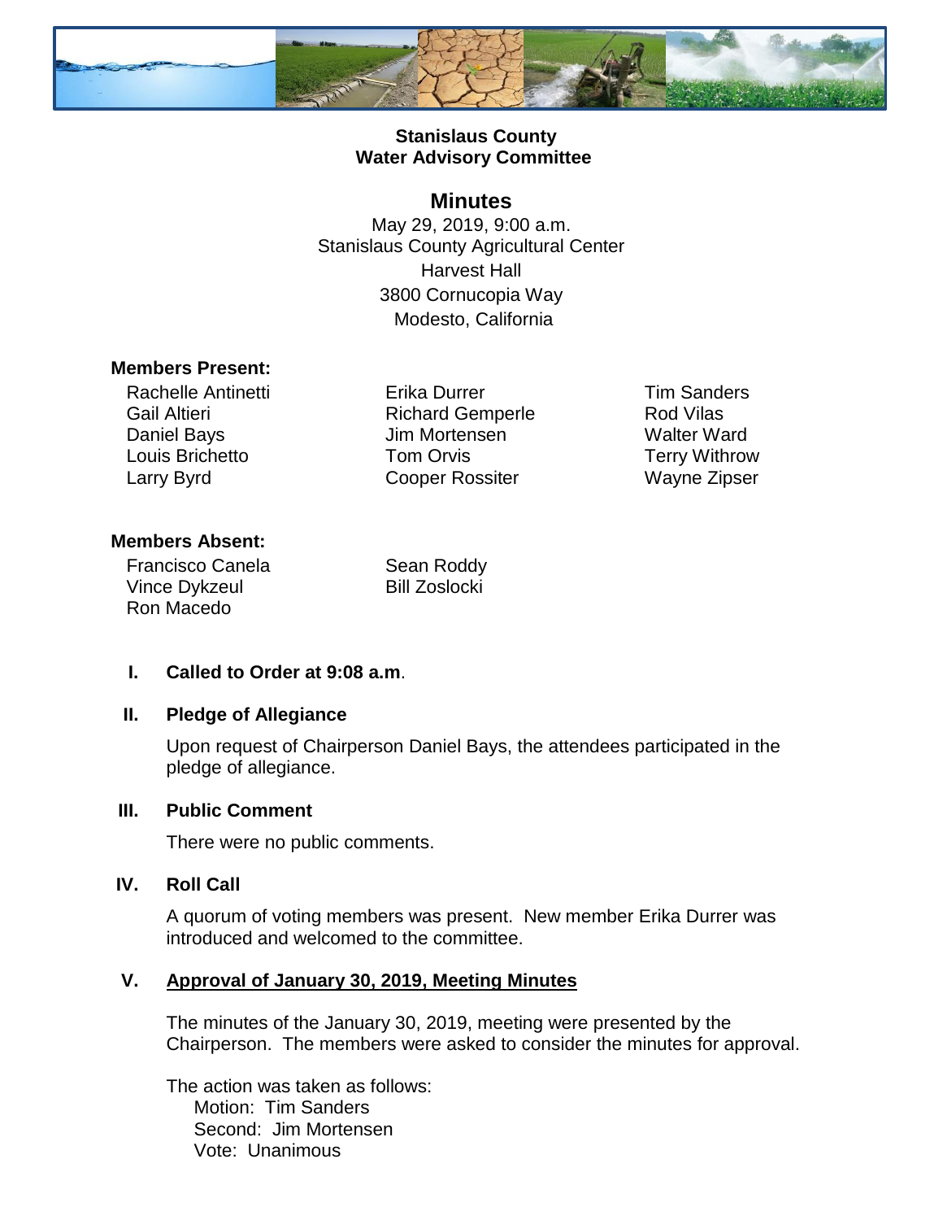# Stanislaus County
# Water Advisory Committee

## Minutes

May 29, 2019, 9:00 a.m.
Stanislaus County Agricultural Center
Harvest Hall
3800 Cornucopia Way
Modesto, California

**Members Present:**

Rachelle Antinetti
Gail Altieri
Daniel Bays
Louis Brichetto
Larry Byrd
Erika Durrer
Richard Gemperle
Jim Mortensen
Tom Orvis
Cooper Rossiter
Tim Sanders
Rod Vilas
Walter Ward
Terry Withrow
Wayne Zipser

**Members Absent:**

Francisco Canela
Vince Dykzeul
Ron Macedo
Sean Roddy
Bill Zoslocki

**I. Called to Order at 9:08 a.m.**

**II. Pledge of Allegiance**

Upon request of Chairperson Daniel Bays, the attendees participated in the pledge of allegiance.

**III. Public Comment**

There were no public comments.

**IV. Roll Call**

A quorum of voting members was present. New member Erika Durrer was introduced and welcomed to the committee.

**V. Approval of January 30, 2019, Meeting Minutes**

The minutes of the January 30, 2019, meeting were presented by the Chairperson. The members were asked to consider the minutes for approval.

The action was taken as follows:
Motion: Tim Sanders
Second: Jim Mortensen
Vote: Unanimous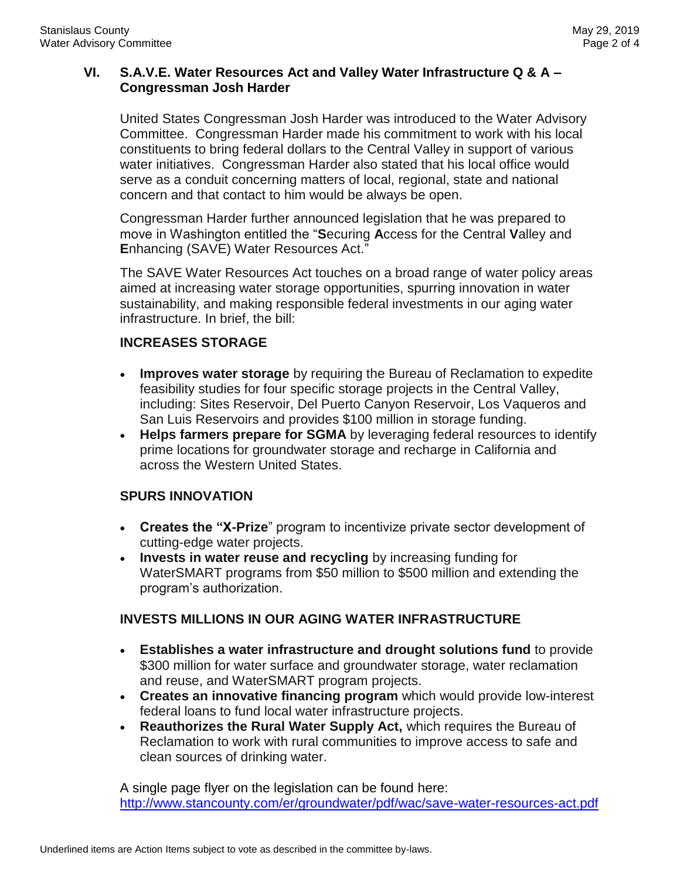## VI. S.A.V.E. Water Resources Act and Valley Water Infrastructure Q & A – Congressman Josh Harder

United States Congressman Josh Harder was introduced to the Water Advisory Committee. Congressman Harder made his commitment to work with his local constituents to bring federal dollars to the Central Valley in support of various water initiatives. Congressman Harder also stated that his local office would serve as a conduit concerning matters of local, regional, state and national concern and that contact to him would be always be open.

Congressman Harder further announced legislation that he was prepared to move in Washington entitled the "**S**ecuring **A**ccess for the Central **V**alley and **E**nhancing (SAVE) Water Resources Act."

The SAVE Water Resources Act touches on a broad range of water policy areas aimed at increasing water storage opportunities, spurring innovation in water sustainability, and making responsible federal investments in our aging water infrastructure. In brief, the bill:

### INCREASES STORAGE

- **Improves water storage** by requiring the Bureau of Reclamation to expedite feasibility studies for four specific storage projects in the Central Valley, including: Sites Reservoir, Del Puerto Canyon Reservoir, Los Vaqueros and San Luis Reservoirs and provides $100 million in storage funding.
- **Helps farmers prepare for SGMA** by leveraging federal resources to identify prime locations for groundwater storage and recharge in California and across the Western United States.

### SPURS INNOVATION

- **Creates the "X-Prize**" program to incentivize private sector development of cutting-edge water projects.
- **Invests in water reuse and recycling** by increasing funding for WaterSMART programs from $50 million to $500 million and extending the program's authorization.

### INVESTS MILLIONS IN OUR AGING WATER INFRASTRUCTURE

- **Establishes a water infrastructure and drought solutions fund** to provide $300 million for water surface and groundwater storage, water reclamation and reuse, and WaterSMART program projects.
- **Creates an innovative financing program** which would provide low-interest federal loans to fund local water infrastructure projects.
- **Reauthorizes the Rural Water Supply Act,** which requires the Bureau of Reclamation to work with rural communities to improve access to safe and clean sources of drinking water.

A single page flyer on the legislation can be found here:
http://www.stancounty.com/er/groundwater/pdf/wac/save-water-resources-act.pdf

Underlined items are Action Items subject to vote as described in the committee by-laws.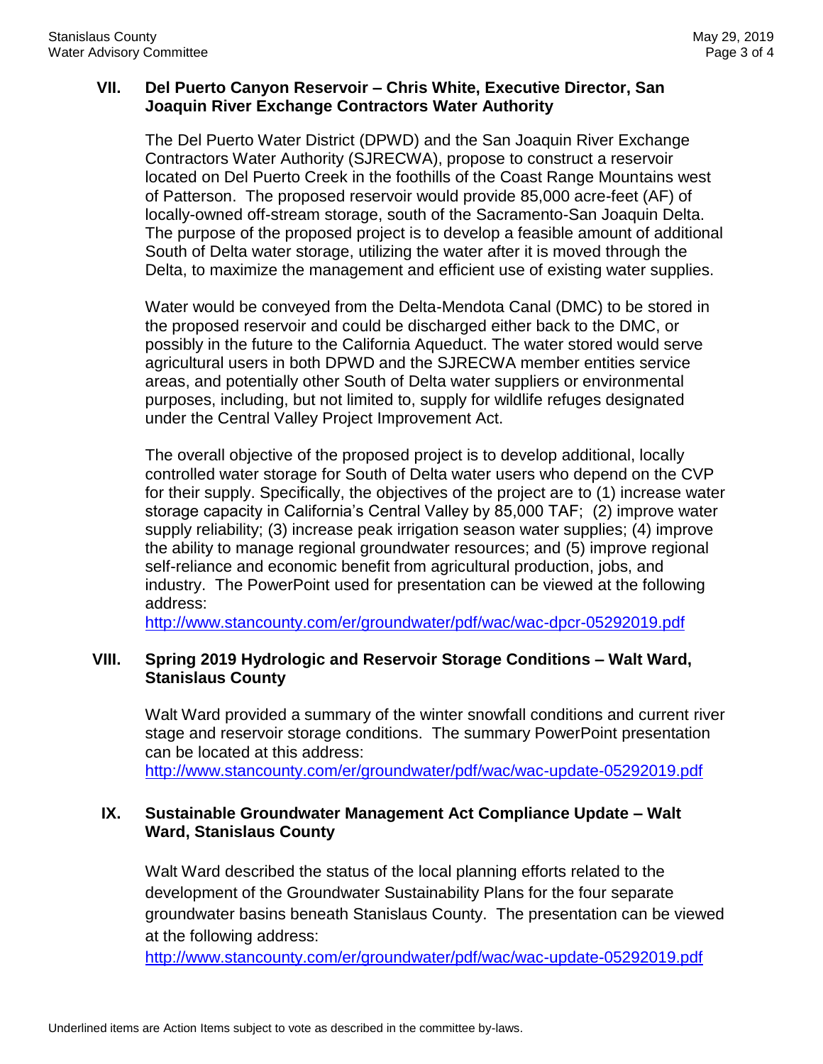## VII. Del Puerto Canyon Reservoir – Chris White, Executive Director, San Joaquin River Exchange Contractors Water Authority

The Del Puerto Water District (DPWD) and the San Joaquin River Exchange Contractors Water Authority (SJRECWA), propose to construct a reservoir located on Del Puerto Creek in the foothills of the Coast Range Mountains west of Patterson. The proposed reservoir would provide 85,000 acre-feet (AF) of locally-owned off-stream storage, south of the Sacramento-San Joaquin Delta. The purpose of the proposed project is to develop a feasible amount of additional South of Delta water storage, utilizing the water after it is moved through the Delta, to maximize the management and efficient use of existing water supplies.

Water would be conveyed from the Delta-Mendota Canal (DMC) to be stored in the proposed reservoir and could be discharged either back to the DMC, or possibly in the future to the California Aqueduct. The water stored would serve agricultural users in both DPWD and the SJRECWA member entities service areas, and potentially other South of Delta water suppliers or environmental purposes, including, but not limited to, supply for wildlife refuges designated under the Central Valley Project Improvement Act.

The overall objective of the proposed project is to develop additional, locally controlled water storage for South of Delta water users who depend on the CVP for their supply. Specifically, the objectives of the project are to (1) increase water storage capacity in California's Central Valley by 85,000 TAF; (2) improve water supply reliability; (3) increase peak irrigation season water supplies; (4) improve the ability to manage regional groundwater resources; and (5) improve regional self-reliance and economic benefit from agricultural production, jobs, and industry. The PowerPoint used for presentation can be viewed at the following address:
http://www.stancounty.com/er/groundwater/pdf/wac/wac-dpcr-05292019.pdf

## VIII. Spring 2019 Hydrologic and Reservoir Storage Conditions – Walt Ward, Stanislaus County

Walt Ward provided a summary of the winter snowfall conditions and current river stage and reservoir storage conditions. The summary PowerPoint presentation can be located at this address:
http://www.stancounty.com/er/groundwater/pdf/wac/wac-update-05292019.pdf

## IX. Sustainable Groundwater Management Act Compliance Update – Walt Ward, Stanislaus County

Walt Ward described the status of the local planning efforts related to the development of the Groundwater Sustainability Plans for the four separate groundwater basins beneath Stanislaus County. The presentation can be viewed at the following address:
http://www.stancounty.com/er/groundwater/pdf/wac/wac-update-05292019.pdf

Underlined items are Action Items subject to vote as described in the committee by-laws.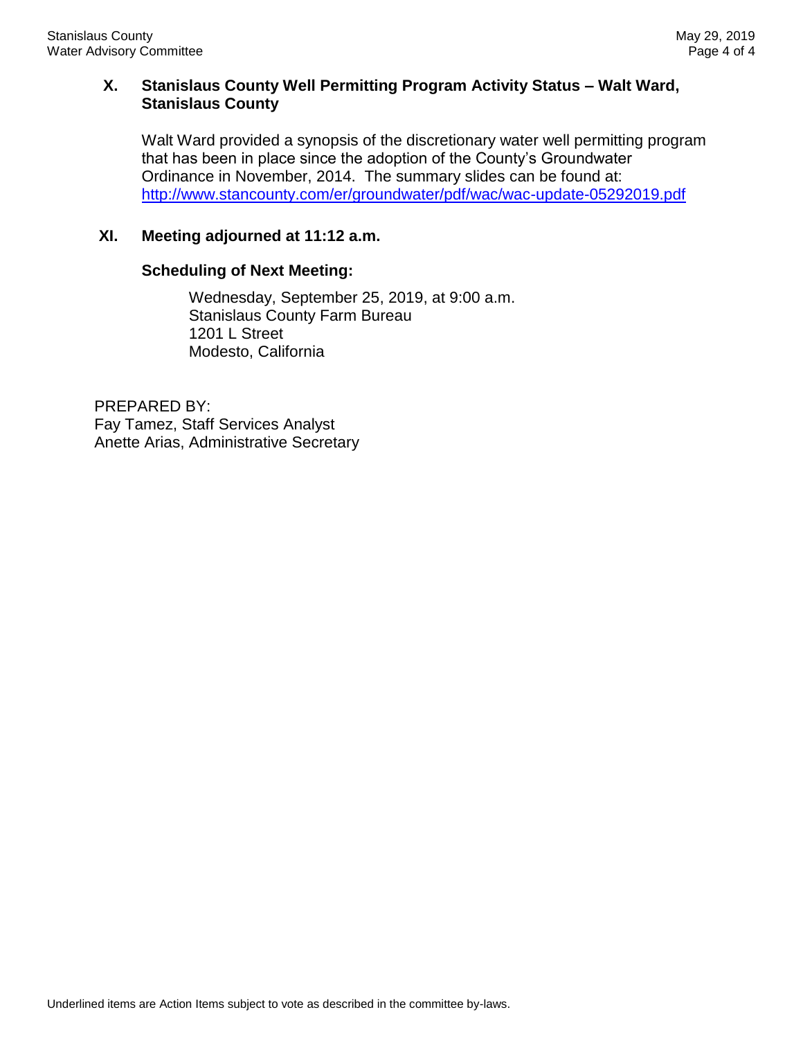## X. Stanislaus County Well Permitting Program Activity Status – Walt Ward, Stanislaus County

Walt Ward provided a synopsis of the discretionary water well permitting program that has been in place since the adoption of the County's Groundwater Ordinance in November, 2014. The summary slides can be found at: http://www.stancounty.com/er/groundwater/pdf/wac/wac-update-05292019.pdf

## XI. Meeting adjourned at 11:12 a.m.

**Scheduling of Next Meeting:**

Wednesday, September 25, 2019, at 9:00 a.m.
Stanislaus County Farm Bureau
1201 L Street
Modesto, California

PREPARED BY:
Fay Tamez, Staff Services Analyst
Anette Arias, Administrative Secretary

Underlined items are Action Items subject to vote as described in the committee by-laws.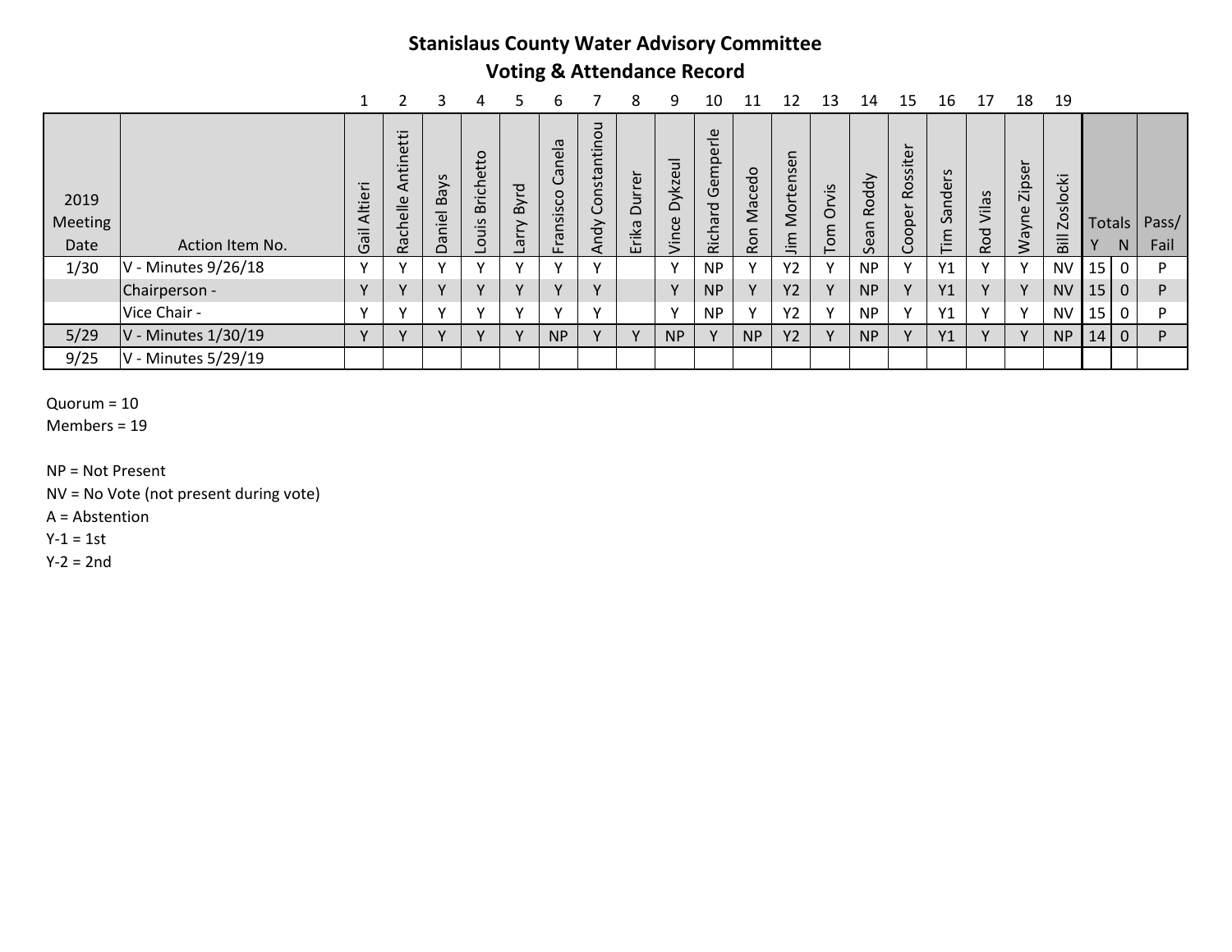# Stanislaus County Water Advisory Committee
## Voting & Attendance Record

| | | 1 | 2 | 3 | 4 | 5 | 6 | 7 | 8 | 9 | 10 | 11 | 12 | 13 | 14 | 15 | 16 | 17 | 18 | 19 | Totals | | |
|---|---|---|---|---|---|---|---|---|---|---|---|---|---|---|---|---|---|---|---|---|---|---|---|
| 2019 Meeting Date | Action Item No. | Gail Altieri | Rachelle Antinetti | Daniel Bays | Louis Brichetto | Larry Byrd | Fransisco Canela | Andy Constantinou | Erika Durrer | Vince Dykzeul | Richard Gemperle | Ron Macedo | Jim Mortensen | Tom Orvis | Sean Roddy | Cooper Rossiter | Tim Sanders | Rod Vilas | Wayne Zipser | Bill Zoslocki | Y | N | Pass/ Fail |
| 1/30 | V - Minutes 9/26/18 | Y | Y | Y | Y | Y | Y | Y | | Y | NP | Y | Y2 | Y | NP | Y | Y1 | Y | Y | NV | 15 | 0 | P |
| | Chairperson - | Y | Y | Y | Y | Y | Y | Y | | Y | NP | Y | Y2 | Y | NP | Y | Y1 | Y | Y | NV | 15 | 0 | P |
| | Vice Chair - | Y | Y | Y | Y | Y | Y | Y | | Y | NP | Y | Y2 | Y | NP | Y | Y1 | Y | Y | NV | 15 | 0 | P |
| 5/29 | V - Minutes 1/30/19 | Y | Y | Y | Y | Y | NP | Y | Y | NP | Y | NP | Y2 | Y | NP | Y | Y1 | Y | Y | NP | 14 | 0 | P |
| 9/25 | V - Minutes 5/29/19 | | | | | | | | | | | | | | | | | | | | | | |

Quorum = 10
Members = 19

NP = Not Present
NV = No Vote (not present during vote)
A = Abstention
Y-1 = 1st
Y-2 = 2nd